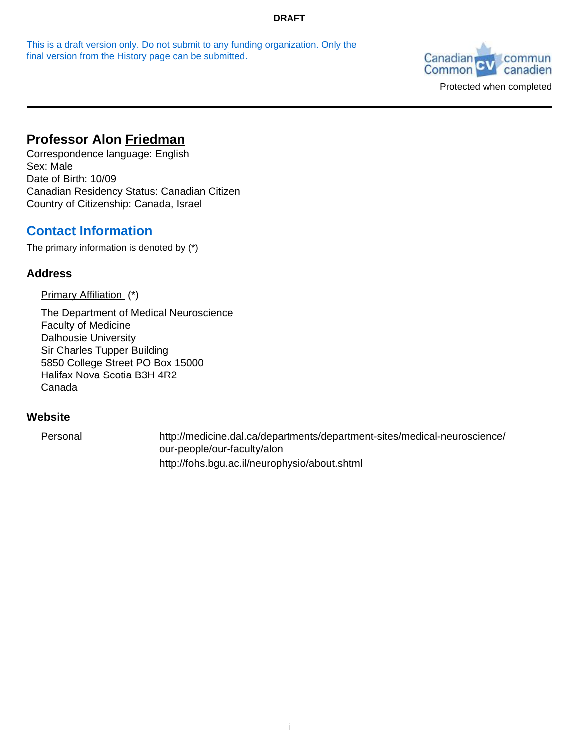DRAFT

This is a draft version only. Do not submit to any funding organization. Only the final version from the History page can be submitted.

Canadian Common CV commun canadien

Protected when completed

# Professor Alon Friedman

Correspondence language: English
Sex: Male
Date of Birth: 10/09
Canadian Residency Status: Canadian Citizen
Country of Citizenship: Canada, Israel

## Contact Information

The primary information is denoted by (*)

### Address

Primary Affiliation (*)

The Department of Medical Neuroscience
Faculty of Medicine
Dalhousie University
Sir Charles Tupper Building
5850 College Street PO Box 15000
Halifax Nova Scotia B3H 4R2
Canada

### Website

| | |
|---|---|
| Personal | http://medicine.dal.ca/departments/department-sites/medical-neuroscience/our-people/our-faculty/alon |
| | http://fohs.bgu.ac.il/neurophysio/about.shtml |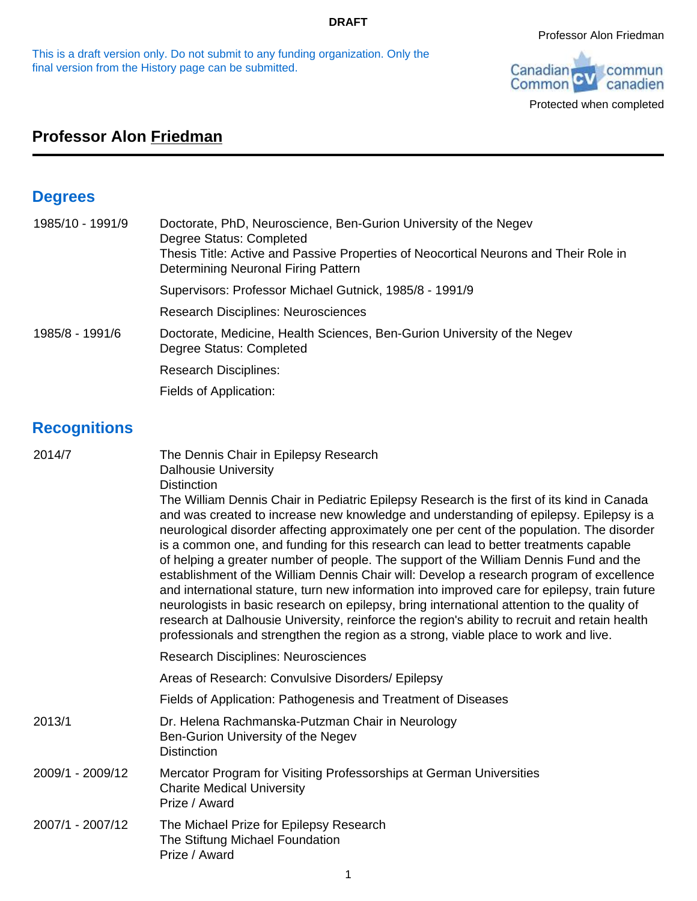DRAFT

This is a draft version only. Do not submit to any funding organization. Only the final version from the History page can be submitted.

Professor Alon Friedman

Canadian Common CV / CV commun canadien

Protected when completed

# Professor Alon Friedman

## Degrees

1985/10 - 1991/9 — Doctorate, PhD, Neuroscience, Ben-Gurion University of the Negev
Degree Status: Completed
Thesis Title: Active and Passive Properties of Neocortical Neurons and Their Role in Determining Neuronal Firing Pattern

Supervisors: Professor Michael Gutnick, 1985/8 - 1991/9

Research Disciplines: Neurosciences

1985/8 - 1991/6 — Doctorate, Medicine, Health Sciences, Ben-Gurion University of the Negev
Degree Status: Completed

Research Disciplines:

Fields of Application:

## Recognitions

2014/7 — The Dennis Chair in Epilepsy Research
Dalhousie University
Distinction
The William Dennis Chair in Pediatric Epilepsy Research is the first of its kind in Canada and was created to increase new knowledge and understanding of epilepsy. Epilepsy is a neurological disorder affecting approximately one per cent of the population. The disorder is a common one, and funding for this research can lead to better treatments capable of helping a greater number of people. The support of the William Dennis Fund and the establishment of the William Dennis Chair will: Develop a research program of excellence and international stature, turn new information into improved care for epilepsy, train future neurologists in basic research on epilepsy, bring international attention to the quality of research at Dalhousie University, reinforce the region's ability to recruit and retain health professionals and strengthen the region as a strong, viable place to work and live.

Research Disciplines: Neurosciences

Areas of Research: Convulsive Disorders/ Epilepsy

Fields of Application: Pathogenesis and Treatment of Diseases

2013/1 — Dr. Helena Rachmanska-Putzman Chair in Neurology
Ben-Gurion University of the Negev
Distinction

2009/1 - 2009/12 — Mercator Program for Visiting Professorships at German Universities
Charite Medical University
Prize / Award

2007/1 - 2007/12 — The Michael Prize for Epilepsy Research
The Stiftung Michael Foundation
Prize / Award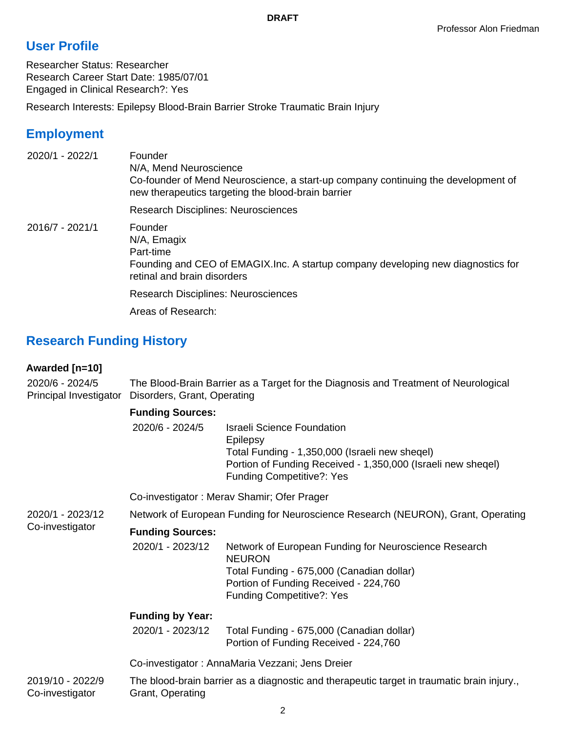**DRAFT**

Professor Alon Friedman

## User Profile

Researcher Status: Researcher
Research Career Start Date: 1985/07/01
Engaged in Clinical Research?: Yes

Research Interests: Epilepsy Blood-Brain Barrier Stroke Traumatic Brain Injury

## Employment

2020/1 - 2022/1

Founder
N/A, Mend Neuroscience
Co-founder of Mend Neuroscience, a start-up company continuing the development of new therapeutics targeting the blood-brain barrier

Research Disciplines: Neurosciences

2016/7 - 2021/1

Founder
N/A, Emagix
Part-time
Founding and CEO of EMAGIX.Inc. A startup company developing new diagnostics for retinal and brain disorders

Research Disciplines: Neurosciences

Areas of Research:

## Research Funding History

**Awarded [n=10]**

2020/6 - 2024/5
Principal Investigator

The Blood-Brain Barrier as a Target for the Diagnosis and Treatment of Neurological Disorders, Grant, Operating

**Funding Sources:**

2020/6 - 2024/5

Israeli Science Foundation
Epilepsy
Total Funding - 1,350,000 (Israeli new sheqel)
Portion of Funding Received - 1,350,000 (Israeli new sheqel)
Funding Competitive?: Yes

Co-investigator : Merav Shamir; Ofer Prager

2020/1 - 2023/12
Co-investigator

Network of European Funding for Neuroscience Research (NEURON), Grant, Operating

**Funding Sources:**

2020/1 - 2023/12

Network of European Funding for Neuroscience Research
NEURON
Total Funding - 675,000 (Canadian dollar)
Portion of Funding Received - 224,760
Funding Competitive?: Yes

**Funding by Year:**

2020/1 - 2023/12

Total Funding - 675,000 (Canadian dollar)
Portion of Funding Received - 224,760

Co-investigator : AnnaMaria Vezzani; Jens Dreier

2019/10 - 2022/9
Co-investigator

The blood-brain barrier as a diagnostic and therapeutic target in traumatic brain injury., Grant, Operating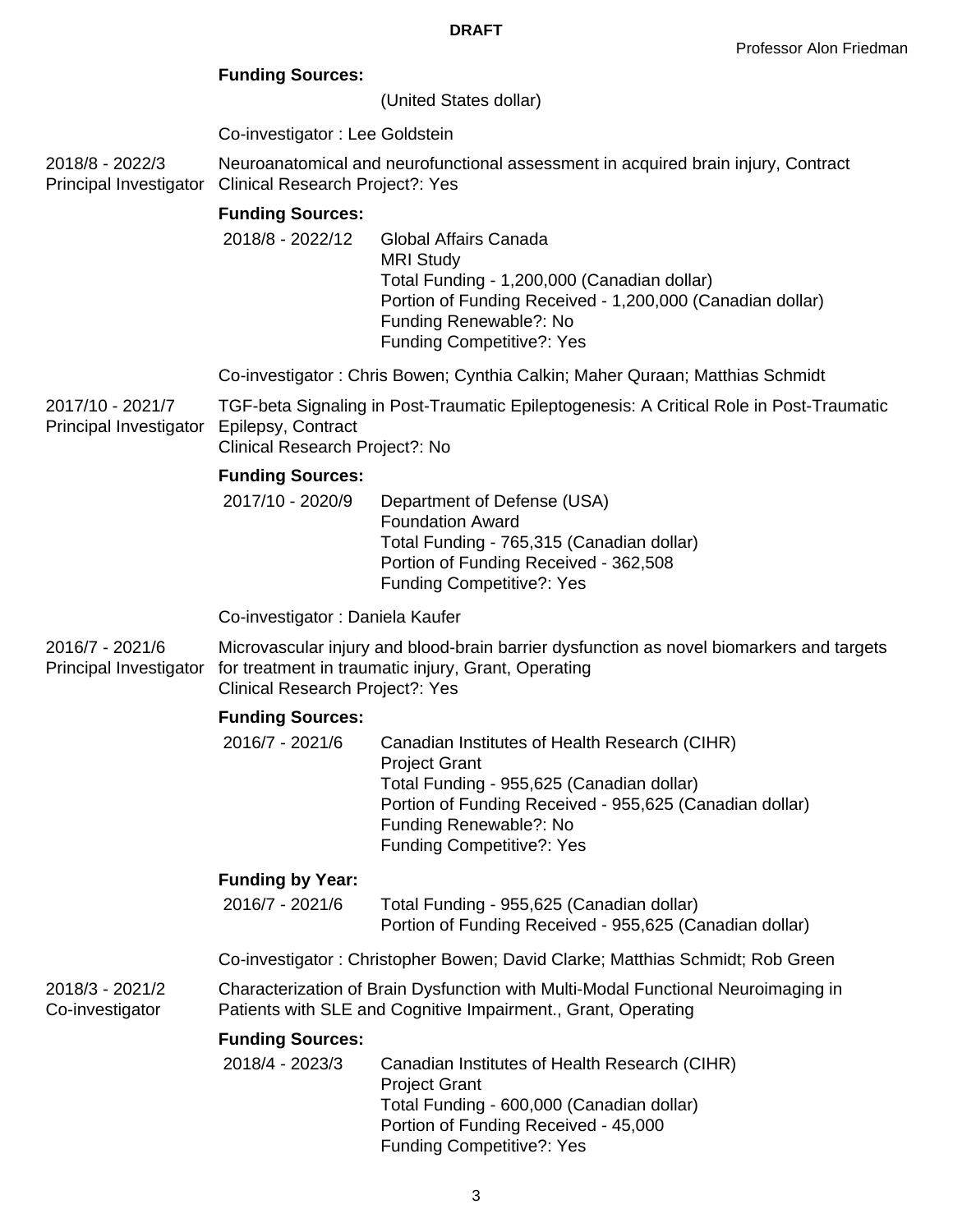**Funding Sources:**

(United States dollar)

Co-investigator : Lee Goldstein

2018/8 - 2022/3
Principal Investigator

Neuroanatomical and neurofunctional assessment in acquired brain injury, Contract
Clinical Research Project?: Yes

**Funding Sources:**

2018/8 - 2022/12
Global Affairs Canada
MRI Study
Total Funding - 1,200,000 (Canadian dollar)
Portion of Funding Received - 1,200,000 (Canadian dollar)
Funding Renewable?: No
Funding Competitive?: Yes

Co-investigator : Chris Bowen; Cynthia Calkin; Maher Quraan; Matthias Schmidt

2017/10 - 2021/7
Principal Investigator

TGF-beta Signaling in Post-Traumatic Epileptogenesis: A Critical Role in Post-Traumatic Epilepsy, Contract
Clinical Research Project?: No

**Funding Sources:**

2017/10 - 2020/9
Department of Defense (USA)
Foundation Award
Total Funding - 765,315 (Canadian dollar)
Portion of Funding Received - 362,508
Funding Competitive?: Yes

Co-investigator : Daniela Kaufer

2016/7 - 2021/6
Principal Investigator

Microvascular injury and blood-brain barrier dysfunction as novel biomarkers and targets for treatment in traumatic injury, Grant, Operating
Clinical Research Project?: Yes

**Funding Sources:**

2016/7 - 2021/6
Canadian Institutes of Health Research (CIHR)
Project Grant
Total Funding - 955,625 (Canadian dollar)
Portion of Funding Received - 955,625 (Canadian dollar)
Funding Renewable?: No
Funding Competitive?: Yes

**Funding by Year:**

2016/7 - 2021/6
Total Funding - 955,625 (Canadian dollar)
Portion of Funding Received - 955,625 (Canadian dollar)

Co-investigator : Christopher Bowen; David Clarke; Matthias Schmidt; Rob Green

2018/3 - 2021/2
Co-investigator

Characterization of Brain Dysfunction with Multi-Modal Functional Neuroimaging in Patients with SLE and Cognitive Impairment., Grant, Operating

**Funding Sources:**

2018/4 - 2023/3
Canadian Institutes of Health Research (CIHR)
Project Grant
Total Funding - 600,000 (Canadian dollar)
Portion of Funding Received - 45,000
Funding Competitive?: Yes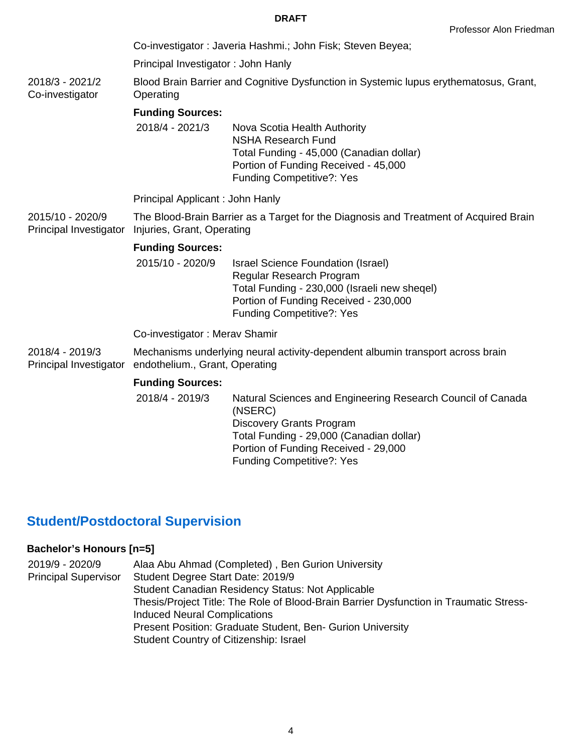Co-investigator : Javeria Hashmi.; John Fisk; Steven Beyea;

Principal Investigator : John Hanly

2018/3 - 2021/2
Co-investigator

Blood Brain Barrier and Cognitive Dysfunction in Systemic lupus erythematosus, Grant, Operating

**Funding Sources:**

2018/4 - 2021/3 Nova Scotia Health Authority
NSHA Research Fund
Total Funding - 45,000 (Canadian dollar)
Portion of Funding Received - 45,000
Funding Competitive?: Yes

Principal Applicant : John Hanly

2015/10 - 2020/9
Principal Investigator

The Blood-Brain Barrier as a Target for the Diagnosis and Treatment of Acquired Brain Injuries, Grant, Operating

**Funding Sources:**

2015/10 - 2020/9 Israel Science Foundation (Israel)
Regular Research Program
Total Funding - 230,000 (Israeli new sheqel)
Portion of Funding Received - 230,000
Funding Competitive?: Yes

Co-investigator : Merav Shamir

2018/4 - 2019/3
Principal Investigator

Mechanisms underlying neural activity-dependent albumin transport across brain endothelium., Grant, Operating

**Funding Sources:**

2018/4 - 2019/3 Natural Sciences and Engineering Research Council of Canada (NSERC)
Discovery Grants Program
Total Funding - 29,000 (Canadian dollar)
Portion of Funding Received - 29,000
Funding Competitive?: Yes

## Student/Postdoctoral Supervision

### Bachelor's Honours [n=5]

2019/9 - 2020/9
Principal Supervisor

Alaa Abu Ahmad (Completed) , Ben Gurion University
Student Degree Start Date: 2019/9
Student Canadian Residency Status: Not Applicable
Thesis/Project Title: The Role of Blood-Brain Barrier Dysfunction in Traumatic Stress-Induced Neural Complications
Present Position: Graduate Student, Ben- Gurion University
Student Country of Citizenship: Israel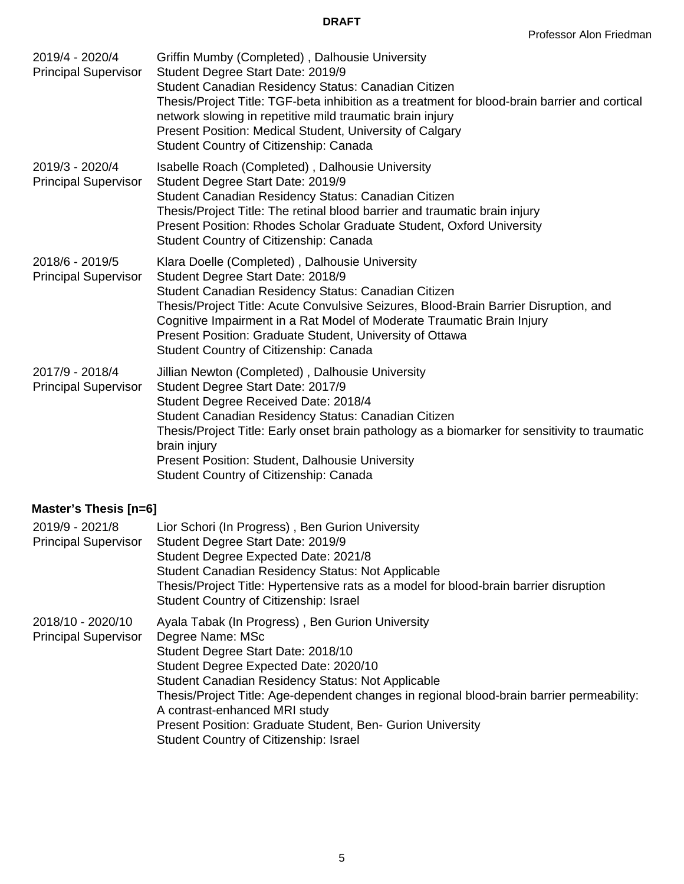2019/4 - 2020/4
Principal Supervisor

Griffin Mumby (Completed) , Dalhousie University
Student Degree Start Date: 2019/9
Student Canadian Residency Status: Canadian Citizen
Thesis/Project Title: TGF-beta inhibition as a treatment for blood-brain barrier and cortical network slowing in repetitive mild traumatic brain injury
Present Position: Medical Student, University of Calgary
Student Country of Citizenship: Canada

2019/3 - 2020/4
Principal Supervisor

Isabelle Roach (Completed) , Dalhousie University
Student Degree Start Date: 2019/9
Student Canadian Residency Status: Canadian Citizen
Thesis/Project Title: The retinal blood barrier and traumatic brain injury
Present Position: Rhodes Scholar Graduate Student, Oxford University
Student Country of Citizenship: Canada

2018/6 - 2019/5
Principal Supervisor

Klara Doelle (Completed) , Dalhousie University
Student Degree Start Date: 2018/9
Student Canadian Residency Status: Canadian Citizen
Thesis/Project Title: Acute Convulsive Seizures, Blood-Brain Barrier Disruption, and Cognitive Impairment in a Rat Model of Moderate Traumatic Brain Injury
Present Position: Graduate Student, University of Ottawa
Student Country of Citizenship: Canada

2017/9 - 2018/4
Principal Supervisor

Jillian Newton (Completed) , Dalhousie University
Student Degree Start Date: 2017/9
Student Degree Received Date: 2018/4
Student Canadian Residency Status: Canadian Citizen
Thesis/Project Title: Early onset brain pathology as a biomarker for sensitivity to traumatic brain injury
Present Position: Student, Dalhousie University
Student Country of Citizenship: Canada

**Master's Thesis [n=6]**

2019/9 - 2021/8
Principal Supervisor

Lior Schori (In Progress) , Ben Gurion University
Student Degree Start Date: 2019/9
Student Degree Expected Date: 2021/8
Student Canadian Residency Status: Not Applicable
Thesis/Project Title: Hypertensive rats as a model for blood-brain barrier disruption
Student Country of Citizenship: Israel

2018/10 - 2020/10
Principal Supervisor

Ayala Tabak (In Progress) , Ben Gurion University
Degree Name: MSc
Student Degree Start Date: 2018/10
Student Degree Expected Date: 2020/10
Student Canadian Residency Status: Not Applicable
Thesis/Project Title: Age-dependent changes in regional blood-brain barrier permeability: A contrast-enhanced MRI study
Present Position: Graduate Student, Ben- Gurion University
Student Country of Citizenship: Israel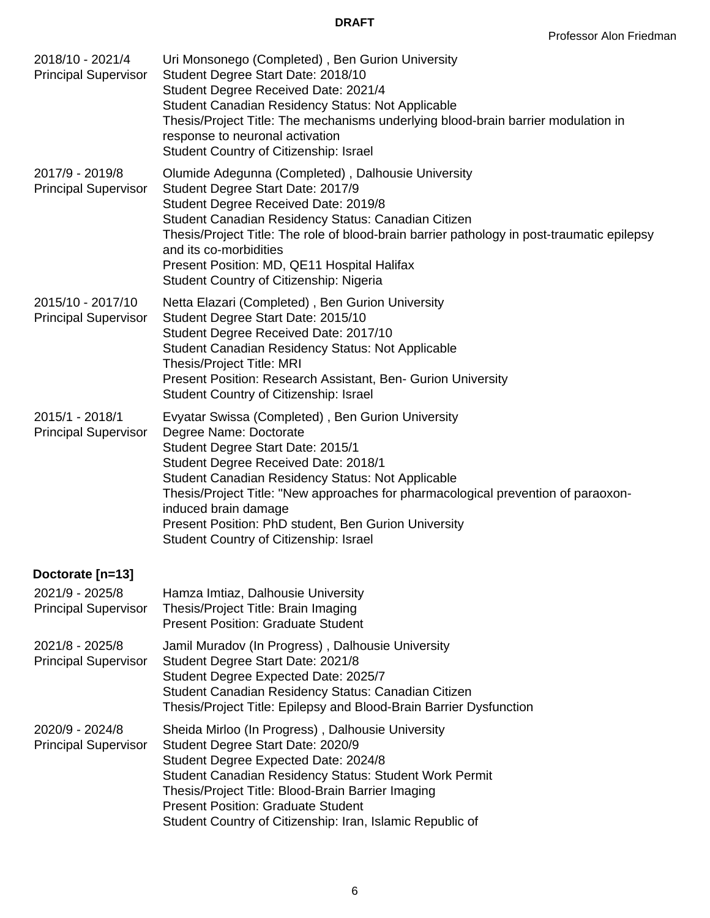**DRAFT**

2018/10 - 2021/4
Principal Supervisor

Uri Monsonego (Completed) , Ben Gurion University
Student Degree Start Date: 2018/10
Student Degree Received Date: 2021/4
Student Canadian Residency Status: Not Applicable
Thesis/Project Title: The mechanisms underlying blood-brain barrier modulation in response to neuronal activation
Student Country of Citizenship: Israel

2017/9 - 2019/8
Principal Supervisor

Olumide Adegunna (Completed) , Dalhousie University
Student Degree Start Date: 2017/9
Student Degree Received Date: 2019/8
Student Canadian Residency Status: Canadian Citizen
Thesis/Project Title: The role of blood-brain barrier pathology in post-traumatic epilepsy and its co-morbidities
Present Position: MD, QE11 Hospital Halifax
Student Country of Citizenship: Nigeria

2015/10 - 2017/10
Principal Supervisor

Netta Elazari (Completed) , Ben Gurion University
Student Degree Start Date: 2015/10
Student Degree Received Date: 2017/10
Student Canadian Residency Status: Not Applicable
Thesis/Project Title: MRI
Present Position: Research Assistant, Ben- Gurion University
Student Country of Citizenship: Israel

2015/1 - 2018/1
Principal Supervisor

Evyatar Swissa (Completed) , Ben Gurion University
Degree Name: Doctorate
Student Degree Start Date: 2015/1
Student Degree Received Date: 2018/1
Student Canadian Residency Status: Not Applicable
Thesis/Project Title: "New approaches for pharmacological prevention of paraoxon-induced brain damage
Present Position: PhD student, Ben Gurion University
Student Country of Citizenship: Israel

**Doctorate [n=13]**

2021/9 - 2025/8
Principal Supervisor

Hamza Imtiaz, Dalhousie University
Thesis/Project Title: Brain Imaging
Present Position: Graduate Student

2021/8 - 2025/8
Principal Supervisor

Jamil Muradov (In Progress) , Dalhousie University
Student Degree Start Date: 2021/8
Student Degree Expected Date: 2025/7
Student Canadian Residency Status: Canadian Citizen
Thesis/Project Title: Epilepsy and Blood-Brain Barrier Dysfunction

2020/9 - 2024/8
Principal Supervisor

Sheida Mirloo (In Progress) , Dalhousie University
Student Degree Start Date: 2020/9
Student Degree Expected Date: 2024/8
Student Canadian Residency Status: Student Work Permit
Thesis/Project Title: Blood-Brain Barrier Imaging
Present Position: Graduate Student
Student Country of Citizenship: Iran, Islamic Republic of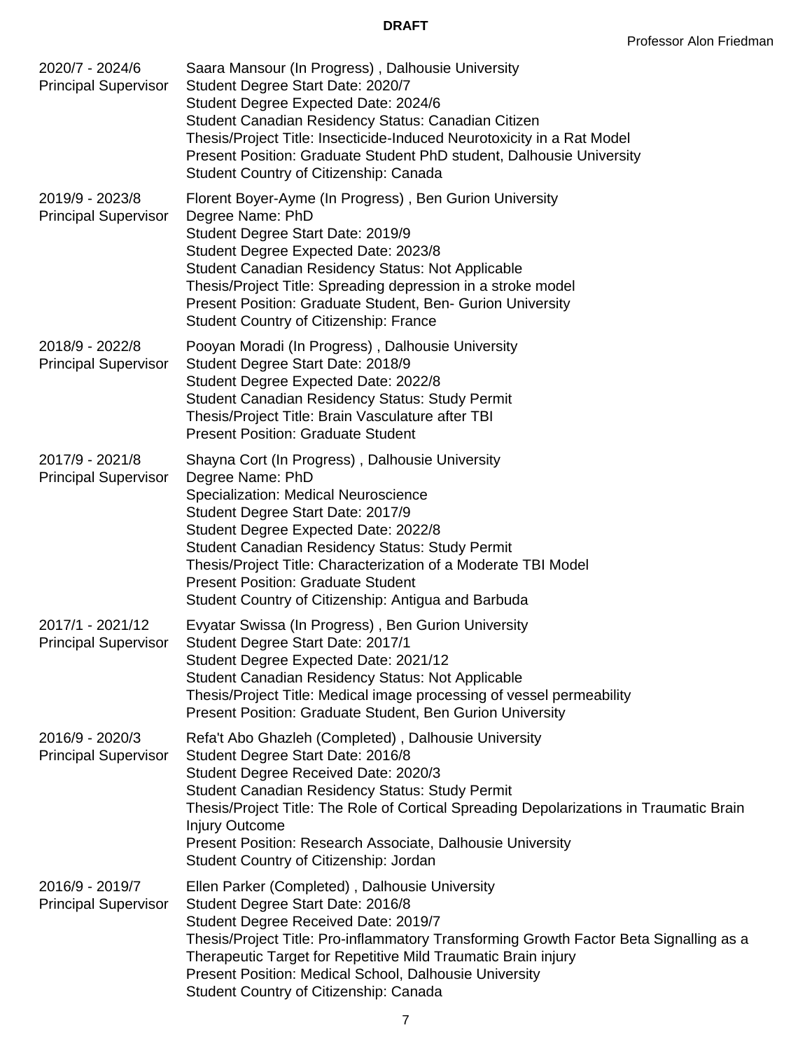**DRAFT**

2020/7 - 2024/6
Principal Supervisor

Saara Mansour (In Progress) , Dalhousie University
Student Degree Start Date: 2020/7
Student Degree Expected Date: 2024/6
Student Canadian Residency Status: Canadian Citizen
Thesis/Project Title: Insecticide-Induced Neurotoxicity in a Rat Model
Present Position: Graduate Student PhD student, Dalhousie University
Student Country of Citizenship: Canada

2019/9 - 2023/8
Principal Supervisor

Florent Boyer-Ayme (In Progress) , Ben Gurion University
Degree Name: PhD
Student Degree Start Date: 2019/9
Student Degree Expected Date: 2023/8
Student Canadian Residency Status: Not Applicable
Thesis/Project Title: Spreading depression in a stroke model
Present Position: Graduate Student, Ben- Gurion University
Student Country of Citizenship: France

2018/9 - 2022/8
Principal Supervisor

Pooyan Moradi (In Progress) , Dalhousie University
Student Degree Start Date: 2018/9
Student Degree Expected Date: 2022/8
Student Canadian Residency Status: Study Permit
Thesis/Project Title: Brain Vasculature after TBI
Present Position: Graduate Student

2017/9 - 2021/8
Principal Supervisor

Shayna Cort (In Progress) , Dalhousie University
Degree Name: PhD
Specialization: Medical Neuroscience
Student Degree Start Date: 2017/9
Student Degree Expected Date: 2022/8
Student Canadian Residency Status: Study Permit
Thesis/Project Title: Characterization of a Moderate TBI Model
Present Position: Graduate Student
Student Country of Citizenship: Antigua and Barbuda

2017/1 - 2021/12
Principal Supervisor

Evyatar Swissa (In Progress) , Ben Gurion University
Student Degree Start Date: 2017/1
Student Degree Expected Date: 2021/12
Student Canadian Residency Status: Not Applicable
Thesis/Project Title: Medical image processing of vessel permeability
Present Position: Graduate Student, Ben Gurion University

2016/9 - 2020/3
Principal Supervisor

Refa't Abo Ghazleh (Completed) , Dalhousie University
Student Degree Start Date: 2016/8
Student Degree Received Date: 2020/3
Student Canadian Residency Status: Study Permit
Thesis/Project Title: The Role of Cortical Spreading Depolarizations in Traumatic Brain Injury Outcome
Present Position: Research Associate, Dalhousie University
Student Country of Citizenship: Jordan

2016/9 - 2019/7
Principal Supervisor

Ellen Parker (Completed) , Dalhousie University
Student Degree Start Date: 2016/8
Student Degree Received Date: 2019/7
Thesis/Project Title: Pro-inflammatory Transforming Growth Factor Beta Signalling as a Therapeutic Target for Repetitive Mild Traumatic Brain injury
Present Position: Medical School, Dalhousie University
Student Country of Citizenship: Canada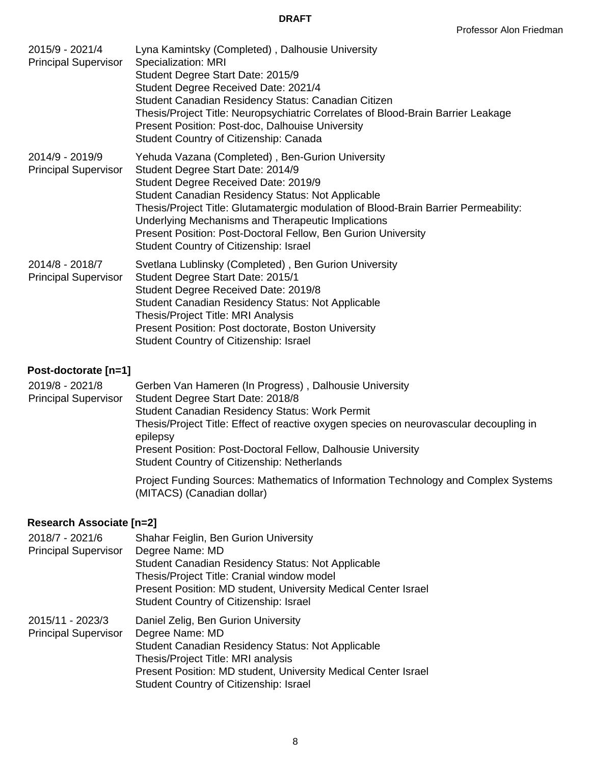2015/9 - 2021/4
Principal Supervisor

Lyna Kamintsky (Completed) , Dalhousie University
Specialization: MRI
Student Degree Start Date: 2015/9
Student Degree Received Date: 2021/4
Student Canadian Residency Status: Canadian Citizen
Thesis/Project Title: Neuropsychiatric Correlates of Blood-Brain Barrier Leakage
Present Position: Post-doc, Dalhouise University
Student Country of Citizenship: Canada

2014/9 - 2019/9
Principal Supervisor

Yehuda Vazana (Completed) , Ben-Gurion University
Student Degree Start Date: 2014/9
Student Degree Received Date: 2019/9
Student Canadian Residency Status: Not Applicable
Thesis/Project Title: Glutamatergic modulation of Blood-Brain Barrier Permeability: Underlying Mechanisms and Therapeutic Implications
Present Position: Post-Doctoral Fellow, Ben Gurion University
Student Country of Citizenship: Israel

2014/8 - 2018/7
Principal Supervisor

Svetlana Lublinsky (Completed) , Ben Gurion University
Student Degree Start Date: 2015/1
Student Degree Received Date: 2019/8
Student Canadian Residency Status: Not Applicable
Thesis/Project Title: MRI Analysis
Present Position: Post doctorate, Boston University
Student Country of Citizenship: Israel

### Post-doctorate [n=1]

2019/8 - 2021/8
Principal Supervisor

Gerben Van Hameren (In Progress) , Dalhousie University
Student Degree Start Date: 2018/8
Student Canadian Residency Status: Work Permit
Thesis/Project Title: Effect of reactive oxygen species on neurovascular decoupling in epilepsy
Present Position: Post-Doctoral Fellow, Dalhousie University
Student Country of Citizenship: Netherlands

Project Funding Sources: Mathematics of Information Technology and Complex Systems (MITACS) (Canadian dollar)

### Research Associate [n=2]

2018/7 - 2021/6
Principal Supervisor

Shahar Feiglin, Ben Gurion University
Degree Name: MD
Student Canadian Residency Status: Not Applicable
Thesis/Project Title: Cranial window model
Present Position: MD student, University Medical Center Israel
Student Country of Citizenship: Israel

2015/11 - 2023/3
Principal Supervisor

Daniel Zelig, Ben Gurion University
Degree Name: MD
Student Canadian Residency Status: Not Applicable
Thesis/Project Title: MRI analysis
Present Position: MD student, University Medical Center Israel
Student Country of Citizenship: Israel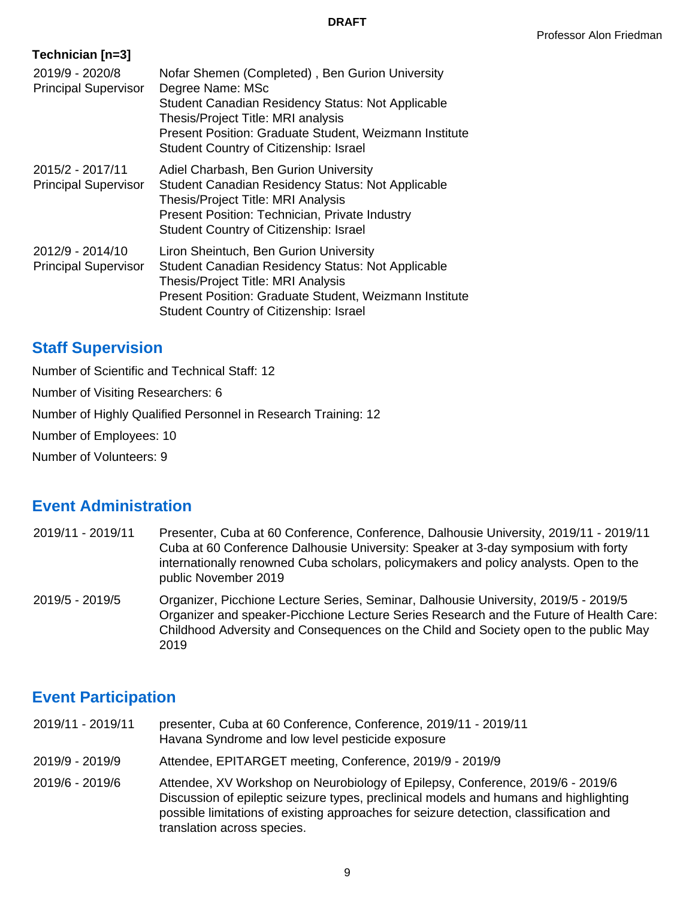**DRAFT**

**Technician [n=3]**

| | |
|---|---|
| 2019/9 - 2020/8<br>Principal Supervisor | Nofar Shemen (Completed) , Ben Gurion University<br>Degree Name: MSc<br>Student Canadian Residency Status: Not Applicable<br>Thesis/Project Title: MRI analysis<br>Present Position: Graduate Student, Weizmann Institute<br>Student Country of Citizenship: Israel |
| 2015/2 - 2017/11<br>Principal Supervisor | Adiel Charbash, Ben Gurion University<br>Student Canadian Residency Status: Not Applicable<br>Thesis/Project Title: MRI Analysis<br>Present Position: Technician, Private Industry<br>Student Country of Citizenship: Israel |
| 2012/9 - 2014/10<br>Principal Supervisor | Liron Sheintuch, Ben Gurion University<br>Student Canadian Residency Status: Not Applicable<br>Thesis/Project Title: MRI Analysis<br>Present Position: Graduate Student, Weizmann Institute<br>Student Country of Citizenship: Israel |

## Staff Supervision

Number of Scientific and Technical Staff: 12

Number of Visiting Researchers: 6

Number of Highly Qualified Personnel in Research Training: 12

Number of Employees: 10

Number of Volunteers: 9

## Event Administration

| | |
|---|---|
| 2019/11 - 2019/11 | Presenter, Cuba at 60 Conference, Conference, Dalhousie University, 2019/11 - 2019/11<br>Cuba at 60 Conference Dalhousie University: Speaker at 3-day symposium with forty internationally renowned Cuba scholars, policymakers and policy analysts. Open to the public November 2019 |
| 2019/5 - 2019/5 | Organizer, Picchione Lecture Series, Seminar, Dalhousie University, 2019/5 - 2019/5<br>Organizer and speaker-Picchione Lecture Series Research and the Future of Health Care: Childhood Adversity and Consequences on the Child and Society open to the public May 2019 |

## Event Participation

| | |
|---|---|
| 2019/11 - 2019/11 | presenter, Cuba at 60 Conference, Conference, 2019/11 - 2019/11<br>Havana Syndrome and low level pesticide exposure |
| 2019/9 - 2019/9 | Attendee, EPITARGET meeting, Conference, 2019/9 - 2019/9 |
| 2019/6 - 2019/6 | Attendee, XV Workshop on Neurobiology of Epilepsy, Conference, 2019/6 - 2019/6<br>Discussion of epileptic seizure types, preclinical models and humans and highlighting possible limitations of existing approaches for seizure detection, classification and translation across species. |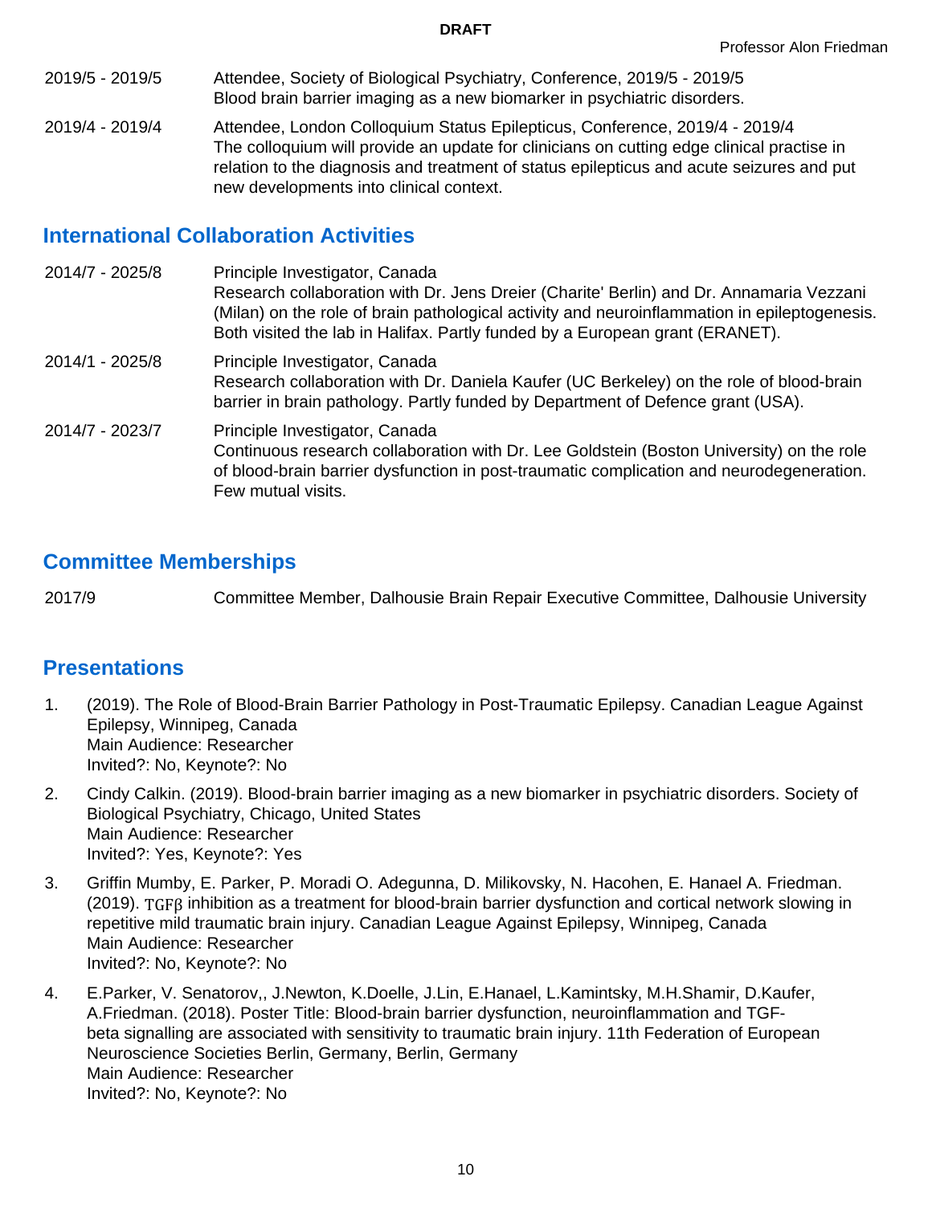| | |
|---|---|
| 2019/5 - 2019/5 | Attendee, Society of Biological Psychiatry, Conference, 2019/5 - 2019/5<br>Blood brain barrier imaging as a new biomarker in psychiatric disorders. |
| 2019/4 - 2019/4 | Attendee, London Colloquium Status Epilepticus, Conference, 2019/4 - 2019/4<br>The colloquium will provide an update for clinicians on cutting edge clinical practise in relation to the diagnosis and treatment of status epilepticus and acute seizures and put new developments into clinical context. |

## International Collaboration Activities

| | |
|---|---|
| 2014/7 - 2025/8 | Principle Investigator, Canada<br>Research collaboration with Dr. Jens Dreier (Charite' Berlin) and Dr. Annamaria Vezzani (Milan) on the role of brain pathological activity and neuroinflammation in epileptogenesis. Both visited the lab in Halifax. Partly funded by a European grant (ERANET). |
| 2014/1 - 2025/8 | Principle Investigator, Canada<br>Research collaboration with Dr. Daniela Kaufer (UC Berkeley) on the role of blood-brain barrier in brain pathology. Partly funded by Department of Defence grant (USA). |
| 2014/7 - 2023/7 | Principle Investigator, Canada<br>Continuous research collaboration with Dr. Lee Goldstein (Boston University) on the role of blood-brain barrier dysfunction in post-traumatic complication and neurodegeneration. Few mutual visits. |

## Committee Memberships

| | |
|---|---|
| 2017/9 | Committee Member, Dalhousie Brain Repair Executive Committee, Dalhousie University |

## Presentations

1. (2019). The Role of Blood-Brain Barrier Pathology in Post-Traumatic Epilepsy. Canadian League Against Epilepsy, Winnipeg, Canada
   Main Audience: Researcher
   Invited?: No, Keynote?: No
2. Cindy Calkin. (2019). Blood-brain barrier imaging as a new biomarker in psychiatric disorders. Society of Biological Psychiatry, Chicago, United States
   Main Audience: Researcher
   Invited?: Yes, Keynote?: Yes
3. Griffin Mumby, E. Parker, P. Moradi O. Adegunna, D. Milikovsky, N. Hacohen, E. Hanael A. Friedman. (2019). TGFβ inhibition as a treatment for blood-brain barrier dysfunction and cortical network slowing in repetitive mild traumatic brain injury. Canadian League Against Epilepsy, Winnipeg, Canada
   Main Audience: Researcher
   Invited?: No, Keynote?: No
4. E.Parker, V. Senatorov,, J.Newton, K.Doelle, J.Lin, E.Hanael, L.Kamintsky, M.H.Shamir, D.Kaufer, A.Friedman. (2018). Poster Title: Blood-brain barrier dysfunction, neuroinflammation and TGF-beta signalling are associated with sensitivity to traumatic brain injury. 11th Federation of European Neuroscience Societies Berlin, Germany, Berlin, Germany
   Main Audience: Researcher
   Invited?: No, Keynote?: No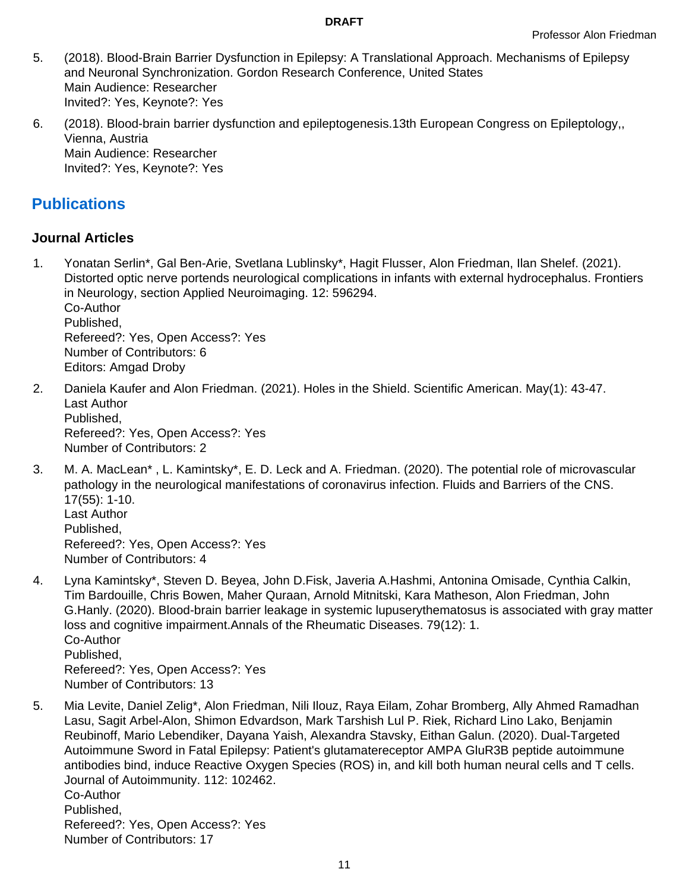5. (2018). Blood-Brain Barrier Dysfunction in Epilepsy: A Translational Approach. Mechanisms of Epilepsy and Neuronal Synchronization. Gordon Research Conference, United States
   Main Audience: Researcher
   Invited?: Yes, Keynote?: Yes

6. (2018). Blood-brain barrier dysfunction and epileptogenesis.13th European Congress on Epileptology,, Vienna, Austria
   Main Audience: Researcher
   Invited?: Yes, Keynote?: Yes

## Publications

### Journal Articles

1. Yonatan Serlin*, Gal Ben-Arie, Svetlana Lublinsky*, Hagit Flusser, Alon Friedman, Ilan Shelef. (2021). Distorted optic nerve portends neurological complications in infants with external hydrocephalus. Frontiers in Neurology, section Applied Neuroimaging. 12: 596294.
   Co-Author
   Published,
   Refereed?: Yes, Open Access?: Yes
   Number of Contributors: 6
   Editors: Amgad Droby

2. Daniela Kaufer and Alon Friedman. (2021). Holes in the Shield. Scientific American. May(1): 43-47.
   Last Author
   Published,
   Refereed?: Yes, Open Access?: Yes
   Number of Contributors: 2

3. M. A. MacLean* , L. Kamintsky*, E. D. Leck and A. Friedman. (2020). The potential role of microvascular pathology in the neurological manifestations of coronavirus infection. Fluids and Barriers of the CNS. 17(55): 1-10.
   Last Author
   Published,
   Refereed?: Yes, Open Access?: Yes
   Number of Contributors: 4

4. Lyna Kamintsky*, Steven D. Beyea, John D.Fisk, Javeria A.Hashmi, Antonina Omisade, Cynthia Calkin, Tim Bardouille, Chris Bowen, Maher Quraan, Arnold Mitnitski, Kara Matheson, Alon Friedman, John G.Hanly. (2020). Blood-brain barrier leakage in systemic lupuserythematosus is associated with gray matter loss and cognitive impairment.Annals of the Rheumatic Diseases. 79(12): 1.
   Co-Author
   Published,
   Refereed?: Yes, Open Access?: Yes
   Number of Contributors: 13

5. Mia Levite, Daniel Zelig*, Alon Friedman, Nili Ilouz, Raya Eilam, Zohar Bromberg, Ally Ahmed Ramadhan Lasu, Sagit Arbel-Alon, Shimon Edvardson, Mark Tarshish Lul P. Riek, Richard Lino Lako, Benjamin Reubinoff, Mario Lebendiker, Dayana Yaish, Alexandra Stavsky, Eithan Galun. (2020). Dual-Targeted Autoimmune Sword in Fatal Epilepsy: Patient's glutamatereceptor AMPA GluR3B peptide autoimmune antibodies bind, induce Reactive Oxygen Species (ROS) in, and kill both human neural cells and T cells. Journal of Autoimmunity. 112: 102462.
   Co-Author
   Published,
   Refereed?: Yes, Open Access?: Yes
   Number of Contributors: 17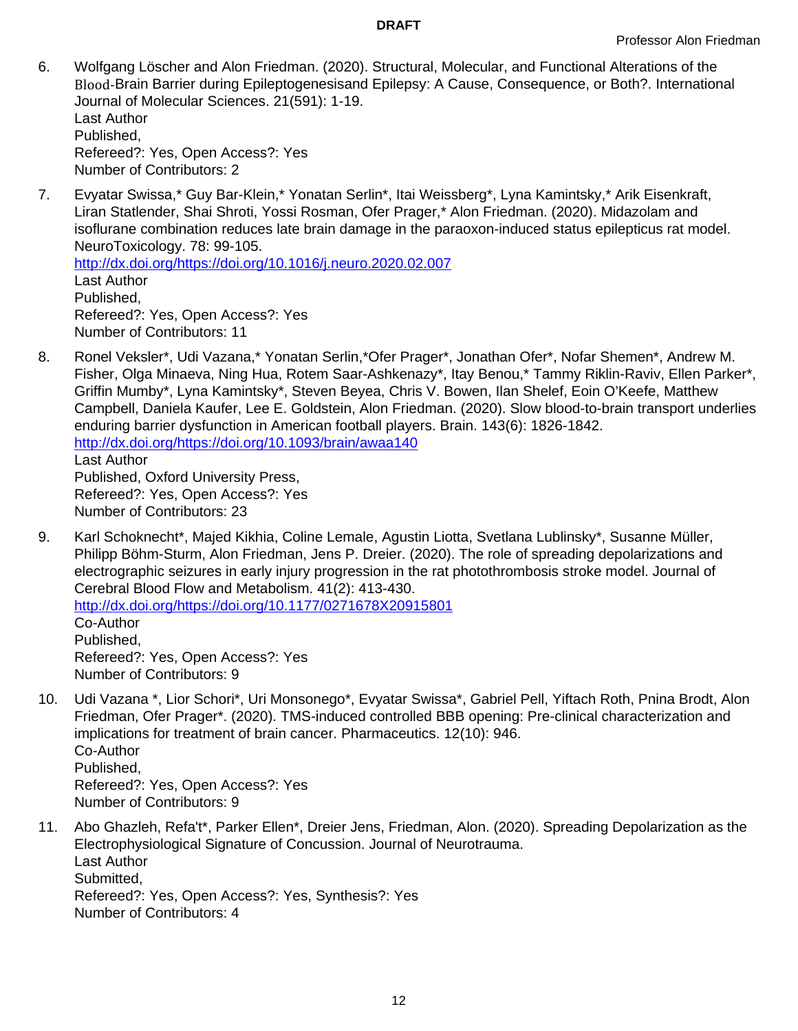6. Wolfgang Löscher and Alon Friedman. (2020). Structural, Molecular, and Functional Alterations of the Blood-Brain Barrier during Epileptogenesisand Epilepsy: A Cause, Consequence, or Both?. International Journal of Molecular Sciences. 21(591): 1-19.
   Last Author
   Published,
   Refereed?: Yes, Open Access?: Yes
   Number of Contributors: 2

7. Evyatar Swissa,* Guy Bar-Klein,* Yonatan Serlin*, Itai Weissberg*, Lyna Kamintsky,* Arik Eisenkraft, Liran Statlender, Shai Shroti, Yossi Rosman, Ofer Prager,* Alon Friedman. (2020). Midazolam and isoflurane combination reduces late brain damage in the paraoxon-induced status epilepticus rat model. NeuroToxicology. 78: 99-105.
   [http://dx.doi.org/https://doi.org/10.1016/j.neuro.2020.02.007](http://dx.doi.org/https://doi.org/10.1016/j.neuro.2020.02.007)
   Last Author
   Published,
   Refereed?: Yes, Open Access?: Yes
   Number of Contributors: 11

8. Ronel Veksler*, Udi Vazana,* Yonatan Serlin,*Ofer Prager*, Jonathan Ofer*, Nofar Shemen*, Andrew M. Fisher, Olga Minaeva, Ning Hua, Rotem Saar-Ashkenazy*, Itay Benou,* Tammy Riklin-Raviv, Ellen Parker*, Griffin Mumby*, Lyna Kamintsky*, Steven Beyea, Chris V. Bowen, Ilan Shelef, Eoin O'Keefe, Matthew Campbell, Daniela Kaufer, Lee E. Goldstein, Alon Friedman. (2020). Slow blood-to-brain transport underlies enduring barrier dysfunction in American football players. Brain. 143(6): 1826-1842.
   [http://dx.doi.org/https://doi.org/10.1093/brain/awaa140](http://dx.doi.org/https://doi.org/10.1093/brain/awaa140)
   Last Author
   Published, Oxford University Press,
   Refereed?: Yes, Open Access?: Yes
   Number of Contributors: 23

9. Karl Schoknecht*, Majed Kikhia, Coline Lemale, Agustin Liotta, Svetlana Lublinsky*, Susanne Müller, Philipp Böhm-Sturm, Alon Friedman, Jens P. Dreier. (2020). The role of spreading depolarizations and electrographic seizures in early injury progression in the rat photothrombosis stroke model. Journal of Cerebral Blood Flow and Metabolism. 41(2): 413-430.
   [http://dx.doi.org/https://doi.org/10.1177/0271678X20915801](http://dx.doi.org/https://doi.org/10.1177/0271678X20915801)
   Co-Author
   Published,
   Refereed?: Yes, Open Access?: Yes
   Number of Contributors: 9

10. Udi Vazana *, Lior Schori*, Uri Monsonego*, Evyatar Swissa*, Gabriel Pell, Yiftach Roth, Pnina Brodt, Alon Friedman, Ofer Prager*. (2020). TMS-induced controlled BBB opening: Pre-clinical characterization and implications for treatment of brain cancer. Pharmaceutics. 12(10): 946.
    Co-Author
    Published,
    Refereed?: Yes, Open Access?: Yes
    Number of Contributors: 9

11. Abo Ghazleh, Refa't*, Parker Ellen*, Dreier Jens, Friedman, Alon. (2020). Spreading Depolarization as the Electrophysiological Signature of Concussion. Journal of Neurotrauma.
    Last Author
    Submitted,
    Refereed?: Yes, Open Access?: Yes, Synthesis?: Yes
    Number of Contributors: 4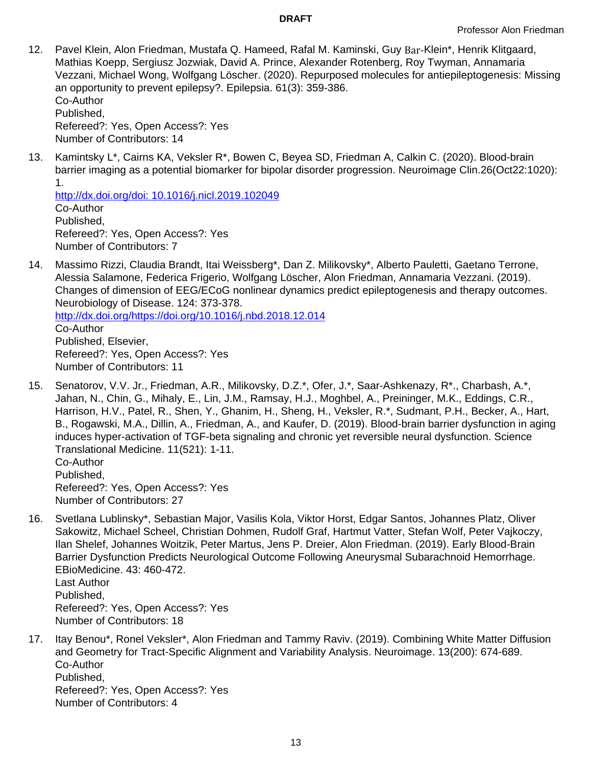12. Pavel Klein, Alon Friedman, Mustafa Q. Hameed, Rafal M. Kaminski, Guy Bar-Klein*, Henrik Klitgaard, Mathias Koepp, Sergiusz Jozwiak, David A. Prince, Alexander Rotenberg, Roy Twyman, Annamaria Vezzani, Michael Wong, Wolfgang Löscher. (2020). Repurposed molecules for antiepileptogenesis: Missing an opportunity to prevent epilepsy?. Epilepsia. 61(3): 359-386.
    Co-Author
    Published,
    Refereed?: Yes, Open Access?: Yes
    Number of Contributors: 14

13. Kamintsky L*, Cairns KA, Veksler R*, Bowen C, Beyea SD, Friedman A, Calkin C. (2020). Blood-brain barrier imaging as a potential biomarker for bipolar disorder progression. Neuroimage Clin.26(Oct22:1020): 1.
    http://dx.doi.org/doi: 10.1016/j.nicl.2019.102049
    Co-Author
    Published,
    Refereed?: Yes, Open Access?: Yes
    Number of Contributors: 7

14. Massimo Rizzi, Claudia Brandt, Itai Weissberg*, Dan Z. Milikovsky*, Alberto Pauletti, Gaetano Terrone, Alessia Salamone, Federica Frigerio, Wolfgang Löscher, Alon Friedman, Annamaria Vezzani. (2019). Changes of dimension of EEG/ECoG nonlinear dynamics predict epileptogenesis and therapy outcomes. Neurobiology of Disease. 124: 373-378.
    http://dx.doi.org/https://doi.org/10.1016/j.nbd.2018.12.014
    Co-Author
    Published, Elsevier,
    Refereed?: Yes, Open Access?: Yes
    Number of Contributors: 11

15. Senatorov, V.V. Jr., Friedman, A.R., Milikovsky, D.Z.*, Ofer, J.*, Saar-Ashkenazy, R*., Charbash, A.*, Jahan, N., Chin, G., Mihaly, E., Lin, J.M., Ramsay, H.J., Moghbel, A., Preininger, M.K., Eddings, C.R., Harrison, H.V., Patel, R., Shen, Y., Ghanim, H., Sheng, H., Veksler, R.*, Sudmant, P.H., Becker, A., Hart, B., Rogawski, M.A., Dillin, A., Friedman, A., and Kaufer, D. (2019). Blood-brain barrier dysfunction in aging induces hyper-activation of TGF-beta signaling and chronic yet reversible neural dysfunction. Science Translational Medicine. 11(521): 1-11.
    Co-Author
    Published,
    Refereed?: Yes, Open Access?: Yes
    Number of Contributors: 27

16. Svetlana Lublinsky*, Sebastian Major, Vasilis Kola, Viktor Horst, Edgar Santos, Johannes Platz, Oliver Sakowitz, Michael Scheel, Christian Dohmen, Rudolf Graf, Hartmut Vatter, Stefan Wolf, Peter Vajkoczy, Ilan Shelef, Johannes Woitzik, Peter Martus, Jens P. Dreier, Alon Friedman. (2019). Early Blood-Brain Barrier Dysfunction Predicts Neurological Outcome Following Aneurysmal Subarachnoid Hemorrhage. EBioMedicine. 43: 460-472.
    Last Author
    Published,
    Refereed?: Yes, Open Access?: Yes
    Number of Contributors: 18

17. Itay Benou*, Ronel Veksler*, Alon Friedman and Tammy Raviv. (2019). Combining White Matter Diffusion and Geometry for Tract-Specific Alignment and Variability Analysis. Neuroimage. 13(200): 674-689.
    Co-Author
    Published,
    Refereed?: Yes, Open Access?: Yes
    Number of Contributors: 4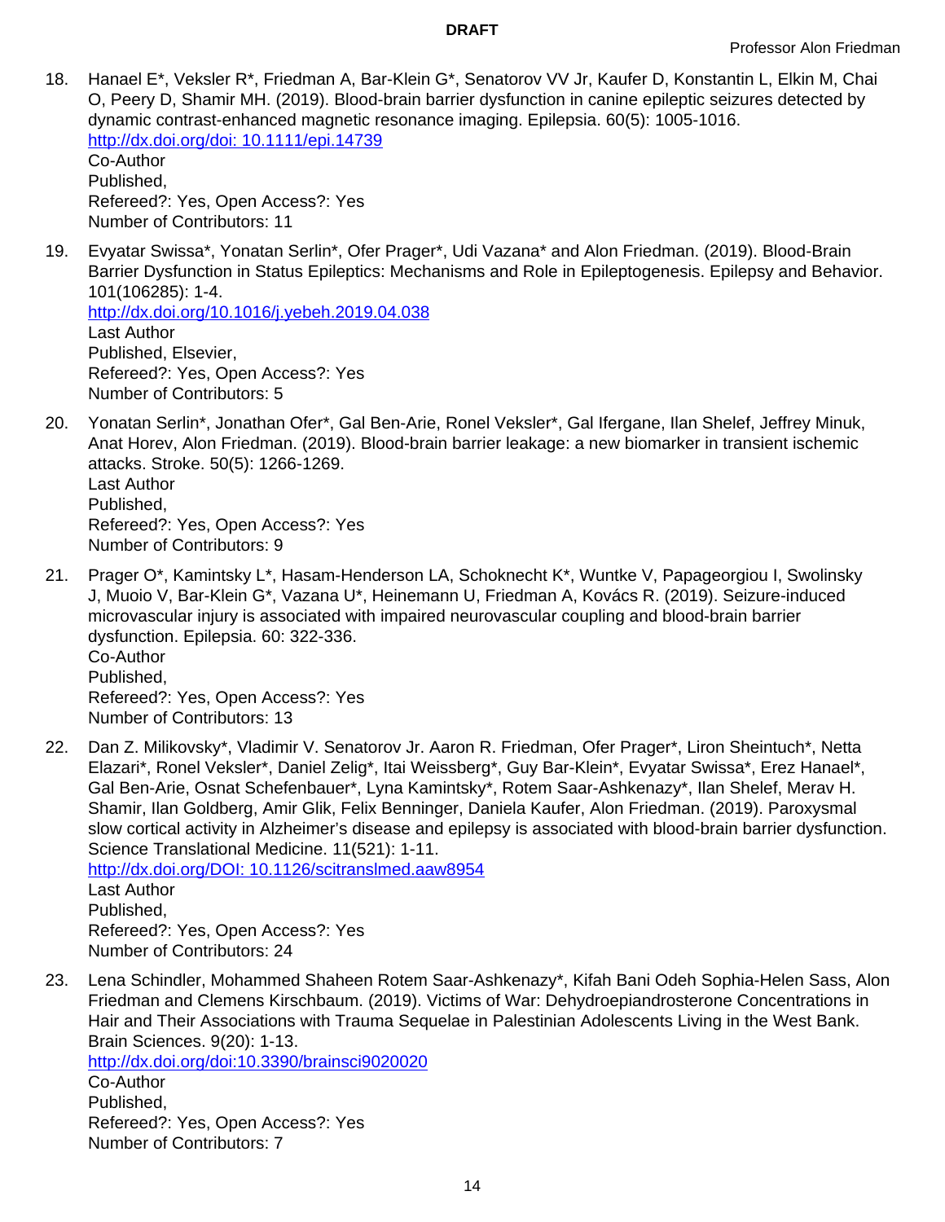18. Hanael E*, Veksler R*, Friedman A, Bar-Klein G*, Senatorov VV Jr, Kaufer D, Konstantin L, Elkin M, Chai O, Peery D, Shamir MH. (2019). Blood-brain barrier dysfunction in canine epileptic seizures detected by dynamic contrast-enhanced magnetic resonance imaging. Epilepsia. 60(5): 1005-1016.
    http://dx.doi.org/doi: 10.1111/epi.14739
    Co-Author
    Published,
    Refereed?: Yes, Open Access?: Yes
    Number of Contributors: 11

19. Evyatar Swissa*, Yonatan Serlin*, Ofer Prager*, Udi Vazana* and Alon Friedman. (2019). Blood-Brain Barrier Dysfunction in Status Epileptics: Mechanisms and Role in Epileptogenesis. Epilepsy and Behavior. 101(106285): 1-4.
    http://dx.doi.org/10.1016/j.yebeh.2019.04.038
    Last Author
    Published, Elsevier,
    Refereed?: Yes, Open Access?: Yes
    Number of Contributors: 5

20. Yonatan Serlin*, Jonathan Ofer*, Gal Ben-Arie, Ronel Veksler*, Gal Ifergane, Ilan Shelef, Jeffrey Minuk, Anat Horev, Alon Friedman. (2019). Blood-brain barrier leakage: a new biomarker in transient ischemic attacks. Stroke. 50(5): 1266-1269.
    Last Author
    Published,
    Refereed?: Yes, Open Access?: Yes
    Number of Contributors: 9

21. Prager O*, Kamintsky L*, Hasam-Henderson LA, Schoknecht K*, Wuntke V, Papageorgiou I, Swolinsky J, Muoio V, Bar-Klein G*, Vazana U*, Heinemann U, Friedman A, Kovács R. (2019). Seizure-induced microvascular injury is associated with impaired neurovascular coupling and blood-brain barrier dysfunction. Epilepsia. 60: 322-336.
    Co-Author
    Published,
    Refereed?: Yes, Open Access?: Yes
    Number of Contributors: 13

22. Dan Z. Milikovsky*, Vladimir V. Senatorov Jr. Aaron R. Friedman, Ofer Prager*, Liron Sheintuch*, Netta Elazari*, Ronel Veksler*, Daniel Zelig*, Itai Weissberg*, Guy Bar-Klein*, Evyatar Swissa*, Erez Hanael*, Gal Ben-Arie, Osnat Schefenbauer*, Lyna Kamintsky*, Rotem Saar-Ashkenazy*, Ilan Shelef, Merav H. Shamir, Ilan Goldberg, Amir Glik, Felix Benninger, Daniela Kaufer, Alon Friedman. (2019). Paroxysmal slow cortical activity in Alzheimer's disease and epilepsy is associated with blood-brain barrier dysfunction. Science Translational Medicine. 11(521): 1-11.
    http://dx.doi.org/DOI: 10.1126/scitranslmed.aaw8954
    Last Author
    Published,
    Refereed?: Yes, Open Access?: Yes
    Number of Contributors: 24

23. Lena Schindler, Mohammed Shaheen Rotem Saar-Ashkenazy*, Kifah Bani Odeh Sophia-Helen Sass, Alon Friedman and Clemens Kirschbaum. (2019). Victims of War: Dehydroepiandrosterone Concentrations in Hair and Their Associations with Trauma Sequelae in Palestinian Adolescents Living in the West Bank. Brain Sciences. 9(20): 1-13.
    http://dx.doi.org/doi:10.3390/brainsci9020020
    Co-Author
    Published,
    Refereed?: Yes, Open Access?: Yes
    Number of Contributors: 7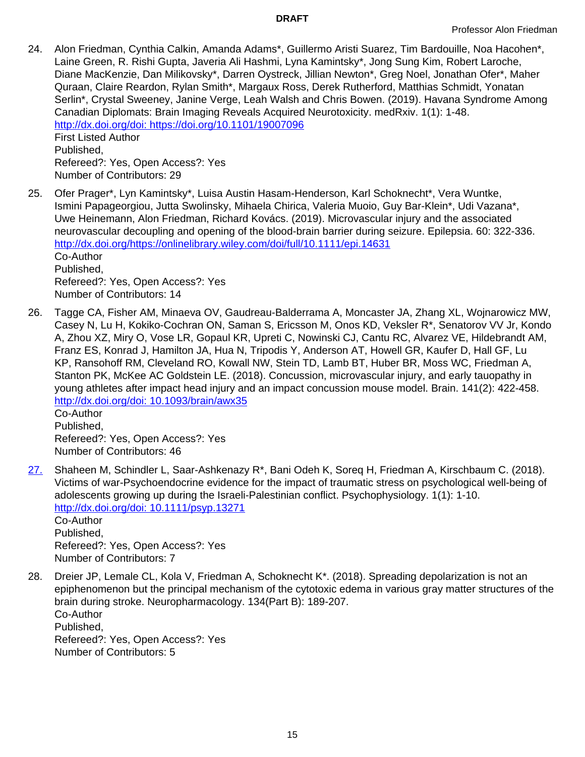24. Alon Friedman, Cynthia Calkin, Amanda Adams*, Guillermo Aristi Suarez, Tim Bardouille, Noa Hacohen*, Laine Green, R. Rishi Gupta, Javeria Ali Hashmi, Lyna Kamintsky*, Jong Sung Kim, Robert Laroche, Diane MacKenzie, Dan Milikovsky*, Darren Oystreck, Jillian Newton*, Greg Noel, Jonathan Ofer*, Maher Quraan, Claire Reardon, Rylan Smith*, Margaux Ross, Derek Rutherford, Matthias Schmidt, Yonatan Serlin*, Crystal Sweeney, Janine Verge, Leah Walsh and Chris Bowen. (2019). Havana Syndrome Among Canadian Diplomats: Brain Imaging Reveals Acquired Neurotoxicity. medRxiv. 1(1): 1-48.
    http://dx.doi.org/doi: https://doi.org/10.1101/19007096
    First Listed Author
    Published,
    Refereed?: Yes, Open Access?: Yes
    Number of Contributors: 29

25. Ofer Prager*, Lyn Kamintsky*, Luisa Austin Hasam-Henderson, Karl Schoknecht*, Vera Wuntke, Ismini Papageorgiou, Jutta Swolinsky, Mihaela Chirica, Valeria Muoio, Guy Bar-Klein*, Udi Vazana*, Uwe Heinemann, Alon Friedman, Richard Kovács. (2019). Microvascular injury and the associated neurovascular decoupling and opening of the blood-brain barrier during seizure. Epilepsia. 60: 322-336.
    http://dx.doi.org/https://onlinelibrary.wiley.com/doi/full/10.1111/epi.14631
    Co-Author
    Published,
    Refereed?: Yes, Open Access?: Yes
    Number of Contributors: 14

26. Tagge CA, Fisher AM, Minaeva OV, Gaudreau-Balderrama A, Moncaster JA, Zhang XL, Wojnarowicz MW, Casey N, Lu H, Kokiko-Cochran ON, Saman S, Ericsson M, Onos KD, Veksler R*, Senatorov VV Jr, Kondo A, Zhou XZ, Miry O, Vose LR, Gopaul KR, Upreti C, Nowinski CJ, Cantu RC, Alvarez VE, Hildebrandt AM, Franz ES, Konrad J, Hamilton JA, Hua N, Tripodis Y, Anderson AT, Howell GR, Kaufer D, Hall GF, Lu KP, Ransohoff RM, Cleveland RO, Kowall NW, Stein TD, Lamb BT, Huber BR, Moss WC, Friedman A, Stanton PK, McKee AC Goldstein LE. (2018). Concussion, microvascular injury, and early tauopathy in young athletes after impact head injury and an impact concussion mouse model. Brain. 141(2): 422-458.
    http://dx.doi.org/doi: 10.1093/brain/awx35
    Co-Author
    Published,
    Refereed?: Yes, Open Access?: Yes
    Number of Contributors: 46

27. Shaheen M, Schindler L, Saar-Ashkenazy R*, Bani Odeh K, Soreq H, Friedman A, Kirschbaum C. (2018). Victims of war-Psychoendocrine evidence for the impact of traumatic stress on psychological well-being of adolescents growing up during the Israeli-Palestinian conflict. Psychophysiology. 1(1): 1-10.
    http://dx.doi.org/doi: 10.1111/psyp.13271
    Co-Author
    Published,
    Refereed?: Yes, Open Access?: Yes
    Number of Contributors: 7

28. Dreier JP, Lemale CL, Kola V, Friedman A, Schoknecht K*. (2018). Spreading depolarization is not an epiphenomenon but the principal mechanism of the cytotoxic edema in various gray matter structures of the brain during stroke. Neuropharmacology. 134(Part B): 189-207.
    Co-Author
    Published,
    Refereed?: Yes, Open Access?: Yes
    Number of Contributors: 5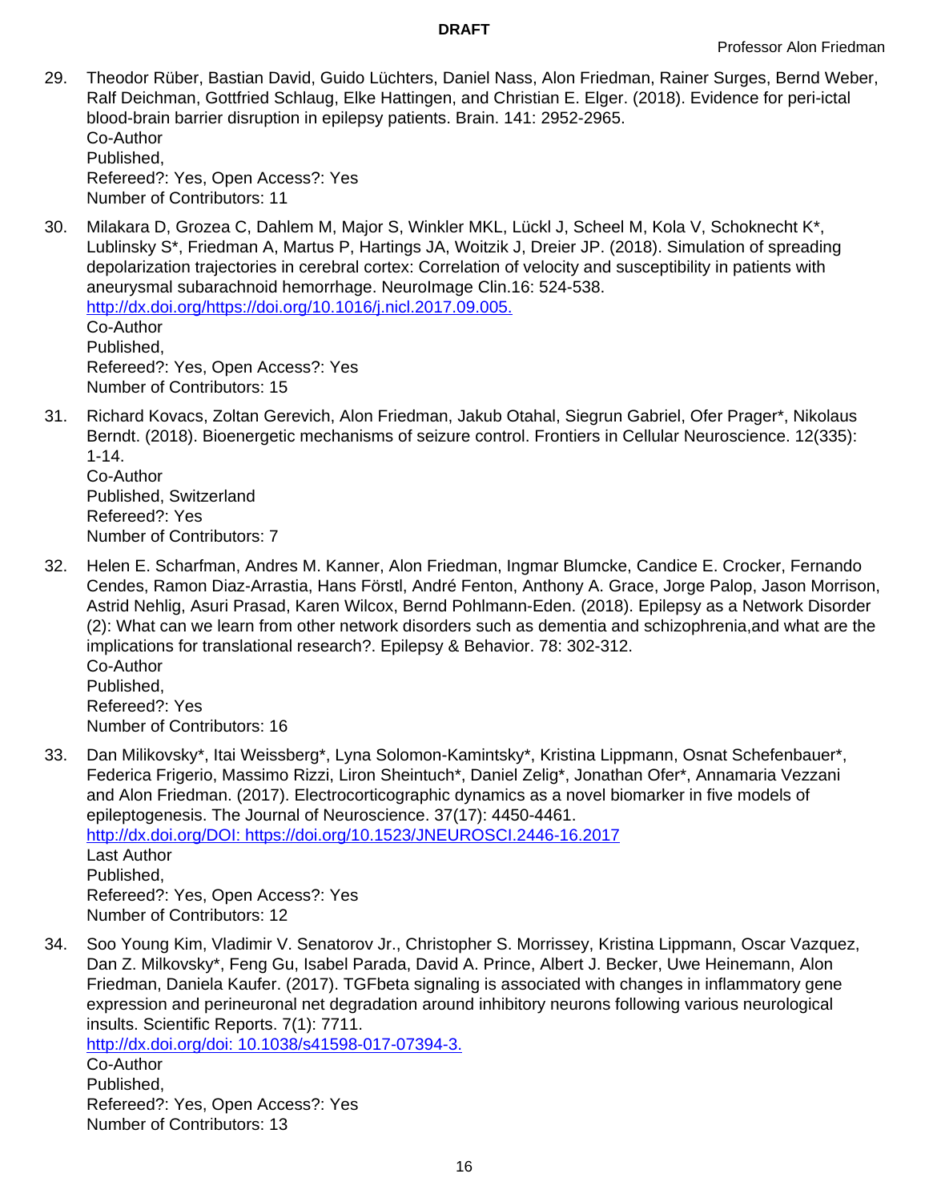29. Theodor Rüber, Bastian David, Guido Lüchters, Daniel Nass, Alon Friedman, Rainer Surges, Bernd Weber, Ralf Deichman, Gottfried Schlaug, Elke Hattingen, and Christian E. Elger. (2018). Evidence for peri-ictal blood-brain barrier disruption in epilepsy patients. Brain. 141: 2952-2965.
    Co-Author
    Published,
    Refereed?: Yes, Open Access?: Yes
    Number of Contributors: 11

30. Milakara D, Grozea C, Dahlem M, Major S, Winkler MKL, Lückl J, Scheel M, Kola V, Schoknecht K*, Lublinsky S*, Friedman A, Martus P, Hartings JA, Woitzik J, Dreier JP. (2018). Simulation of spreading depolarization trajectories in cerebral cortex: Correlation of velocity and susceptibility in patients with aneurysmal subarachnoid hemorrhage. NeuroImage Clin.16: 524-538.
    [http://dx.doi.org/https://doi.org/10.1016/j.nicl.2017.09.005.](http://dx.doi.org/https://doi.org/10.1016/j.nicl.2017.09.005.)
    Co-Author
    Published,
    Refereed?: Yes, Open Access?: Yes
    Number of Contributors: 15

31. Richard Kovacs, Zoltan Gerevich, Alon Friedman, Jakub Otahal, Siegrun Gabriel, Ofer Prager*, Nikolaus Berndt. (2018). Bioenergetic mechanisms of seizure control. Frontiers in Cellular Neuroscience. 12(335): 1-14.
    Co-Author
    Published, Switzerland
    Refereed?: Yes
    Number of Contributors: 7

32. Helen E. Scharfman, Andres M. Kanner, Alon Friedman, Ingmar Blumcke, Candice E. Crocker, Fernando Cendes, Ramon Diaz-Arrastia, Hans Förstl, André Fenton, Anthony A. Grace, Jorge Palop, Jason Morrison, Astrid Nehlig, Asuri Prasad, Karen Wilcox, Bernd Pohlmann-Eden. (2018). Epilepsy as a Network Disorder (2): What can we learn from other network disorders such as dementia and schizophrenia,and what are the implications for translational research?. Epilepsy & Behavior. 78: 302-312.
    Co-Author
    Published,
    Refereed?: Yes
    Number of Contributors: 16

33. Dan Milikovsky*, Itai Weissberg*, Lyna Solomon-Kamintsky*, Kristina Lippmann, Osnat Schefenbauer*, Federica Frigerio, Massimo Rizzi, Liron Sheintuch*, Daniel Zelig*, Jonathan Ofer*, Annamaria Vezzani and Alon Friedman. (2017). Electrocorticographic dynamics as a novel biomarker in five models of epileptogenesis. The Journal of Neuroscience. 37(17): 4450-4461.
    [http://dx.doi.org/DOI: https://doi.org/10.1523/JNEUROSCI.2446-16.2017](http://dx.doi.org/DOI: https://doi.org/10.1523/JNEUROSCI.2446-16.2017)
    Last Author
    Published,
    Refereed?: Yes, Open Access?: Yes
    Number of Contributors: 12

34. Soo Young Kim, Vladimir V. Senatorov Jr., Christopher S. Morrissey, Kristina Lippmann, Oscar Vazquez, Dan Z. Milkovsky*, Feng Gu, Isabel Parada, David A. Prince, Albert J. Becker, Uwe Heinemann, Alon Friedman, Daniela Kaufer. (2017). TGFbeta signaling is associated with changes in inflammatory gene expression and perineuronal net degradation around inhibitory neurons following various neurological insults. Scientific Reports. 7(1): 7711.
    [http://dx.doi.org/doi: 10.1038/s41598-017-07394-3.](http://dx.doi.org/doi: 10.1038/s41598-017-07394-3.)
    Co-Author
    Published,
    Refereed?: Yes, Open Access?: Yes
    Number of Contributors: 13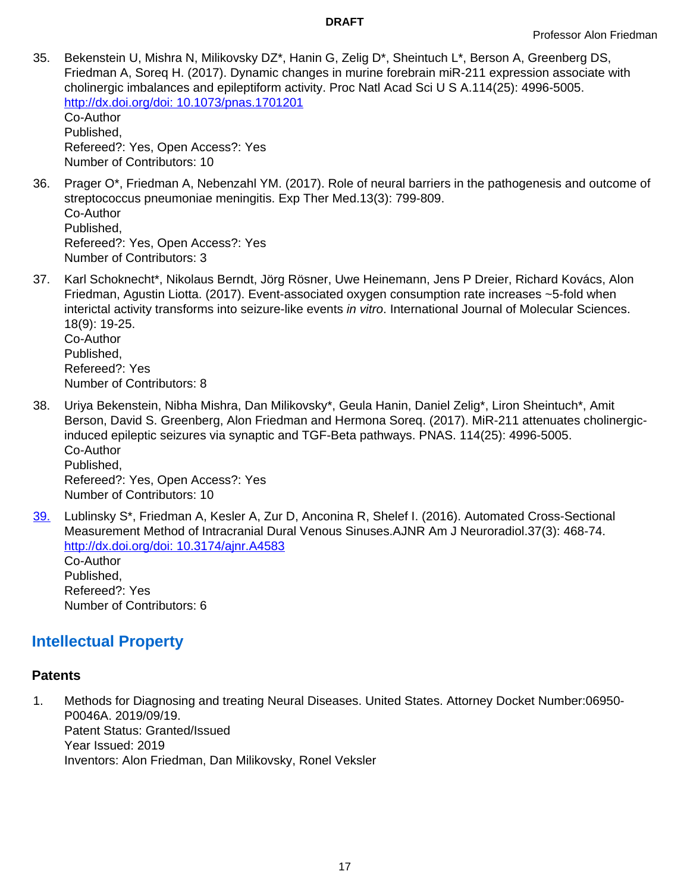35. Bekenstein U, Mishra N, Milikovsky DZ*, Hanin G, Zelig D*, Sheintuch L*, Berson A, Greenberg DS, Friedman A, Soreq H. (2017). Dynamic changes in murine forebrain miR-211 expression associate with cholinergic imbalances and epileptiform activity. Proc Natl Acad Sci U S A.114(25): 4996-5005.
    [http://dx.doi.org/doi: 10.1073/pnas.1701201](http://dx.doi.org/doi: 10.1073/pnas.1701201)
    Co-Author
    Published,
    Refereed?: Yes, Open Access?: Yes
    Number of Contributors: 10

36. Prager O*, Friedman A, Nebenzahl YM. (2017). Role of neural barriers in the pathogenesis and outcome of streptococcus pneumoniae meningitis. Exp Ther Med.13(3): 799-809.
    Co-Author
    Published,
    Refereed?: Yes, Open Access?: Yes
    Number of Contributors: 3

37. Karl Schoknecht*, Nikolaus Berndt, Jörg Rösner, Uwe Heinemann, Jens P Dreier, Richard Kovács, Alon Friedman, Agustin Liotta. (2017). Event-associated oxygen consumption rate increases ~5-fold when interictal activity transforms into seizure-like events *in vitro*. International Journal of Molecular Sciences. 18(9): 19-25.
    Co-Author
    Published,
    Refereed?: Yes
    Number of Contributors: 8

38. Uriya Bekenstein, Nibha Mishra, Dan Milikovsky*, Geula Hanin, Daniel Zelig*, Liron Sheintuch*, Amit Berson, David S. Greenberg, Alon Friedman and Hermona Soreq. (2017). MiR-211 attenuates cholinergic-induced epileptic seizures via synaptic and TGF-Beta pathways. PNAS. 114(25): 4996-5005.
    Co-Author
    Published,
    Refereed?: Yes, Open Access?: Yes
    Number of Contributors: 10

39. Lublinsky S*, Friedman A, Kesler A, Zur D, Anconina R, Shelef I. (2016). Automated Cross-Sectional Measurement Method of Intracranial Dural Venous Sinuses.AJNR Am J Neuroradiol.37(3): 468-74.
    [http://dx.doi.org/doi: 10.3174/ajnr.A4583](http://dx.doi.org/doi: 10.3174/ajnr.A4583)
    Co-Author
    Published,
    Refereed?: Yes
    Number of Contributors: 6

## Intellectual Property

### Patents

1. Methods for Diagnosing and treating Neural Diseases. United States. Attorney Docket Number:06950-P0046A. 2019/09/19.
   Patent Status: Granted/Issued
   Year Issued: 2019
   Inventors: Alon Friedman, Dan Milikovsky, Ronel Veksler